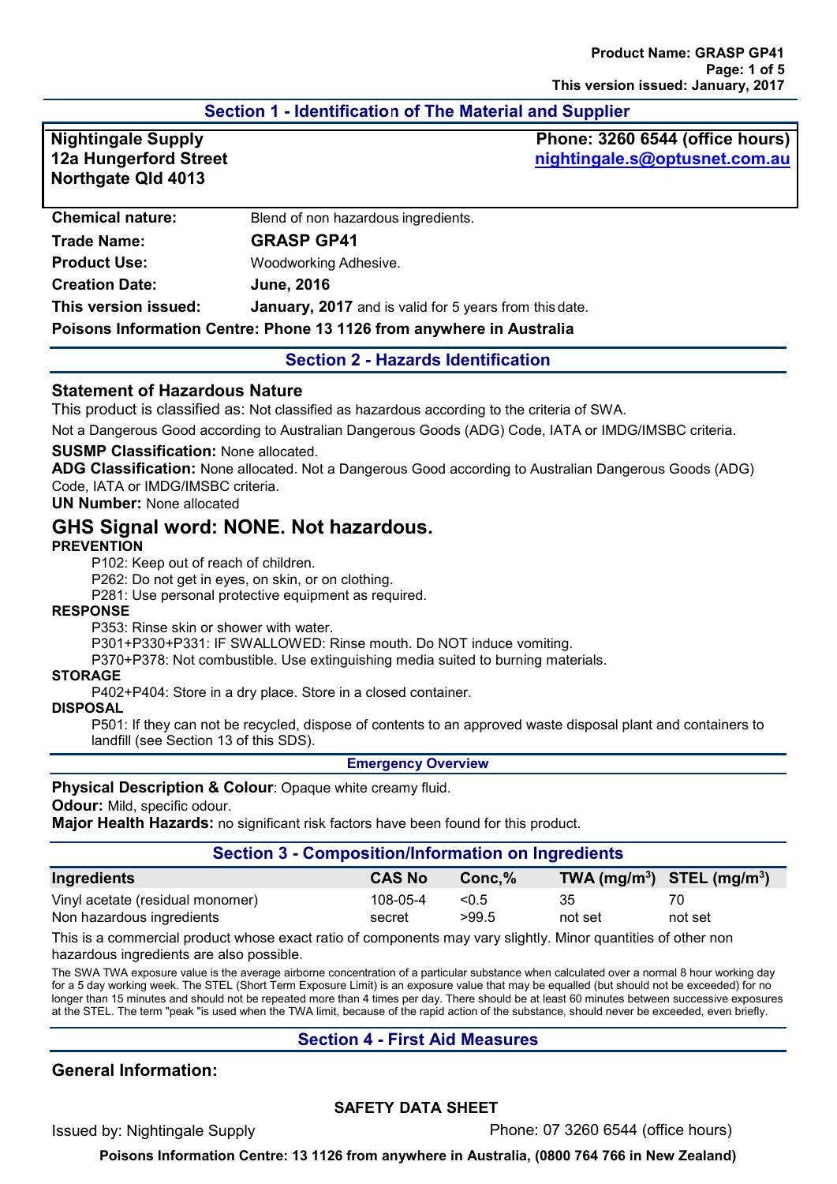## Section 1 - Identification of The Material and Supplier

**Nightingale Supply**
**12a Hungerford Street**
**Northgate Qld 4013**

**Phone: 3260 6544 (office hours)**
**nightingale.s@optusnet.com.au**

| | |
|---|---|
| **Chemical nature:** | Blend of non hazardous ingredients. |
| **Trade Name:** | **GRASP GP41** |
| **Product Use:** | Woodworking Adhesive. |
| **Creation Date:** | **June, 2016** |
| **This version issued:** | **January, 2017** and is valid for 5 years from this date. |

**Poisons Information Centre: Phone 13 1126 from anywhere in Australia**

## Section 2 - Hazards Identification

### Statement of Hazardous Nature

This product is classified as: Not classified as hazardous according to the criteria of SWA.

Not a Dangerous Good according to Australian Dangerous Goods (ADG) Code, IATA or IMDG/IMSBC criteria.

**SUSMP Classification:** None allocated.
**ADG Classification:** None allocated. Not a Dangerous Good according to Australian Dangerous Goods (ADG) Code, IATA or IMDG/IMSBC criteria.
**UN Number:** None allocated

## GHS Signal word: NONE. Not hazardous.

**PREVENTION**

P102: Keep out of reach of children.
P262: Do not get in eyes, on skin, or on clothing.
P281: Use personal protective equipment as required.

**RESPONSE**

P353: Rinse skin or shower with water.
P301+P330+P331: IF SWALLOWED: Rinse mouth. Do NOT induce vomiting.
P370+P378: Not combustible. Use extinguishing media suited to burning materials.

**STORAGE**

P402+P404: Store in a dry place. Store in a closed container.

**DISPOSAL**

P501: If they can not be recycled, dispose of contents to an approved waste disposal plant and containers to landfill (see Section 13 of this SDS).

### Emergency Overview

**Physical Description & Colour**: Opaque white creamy fluid.
**Odour:** Mild, specific odour.
**Major Health Hazards:** no significant risk factors have been found for this product.

## Section 3 - Composition/Information on Ingredients

| Ingredients | CAS No | Conc,% | TWA (mg/m$^3$) | STEL (mg/m$^3$) |
|---|---|---|---|---|
| Vinyl acetate (residual monomer) | 108-05-4 | <0.5 | 35 | 70 |
| Non hazardous ingredients | secret | >99.5 | not set | not set |

This is a commercial product whose exact ratio of components may vary slightly. Minor quantities of other non hazardous ingredients are also possible.

The SWA TWA exposure value is the average airborne concentration of a particular substance when calculated over a normal 8 hour working day for a 5 day working week. The STEL (Short Term Exposure Limit) is an exposure value that may be equalled (but should not be exceeded) for no longer than 15 minutes and should not be repeated more than 4 times per day. There should be at least 60 minutes between successive exposures at the STEL. The term "peak "is used when the TWA limit, because of the rapid action of the substance, should never be exceeded, even briefly.

## Section 4 - First Aid Measures

### General Information: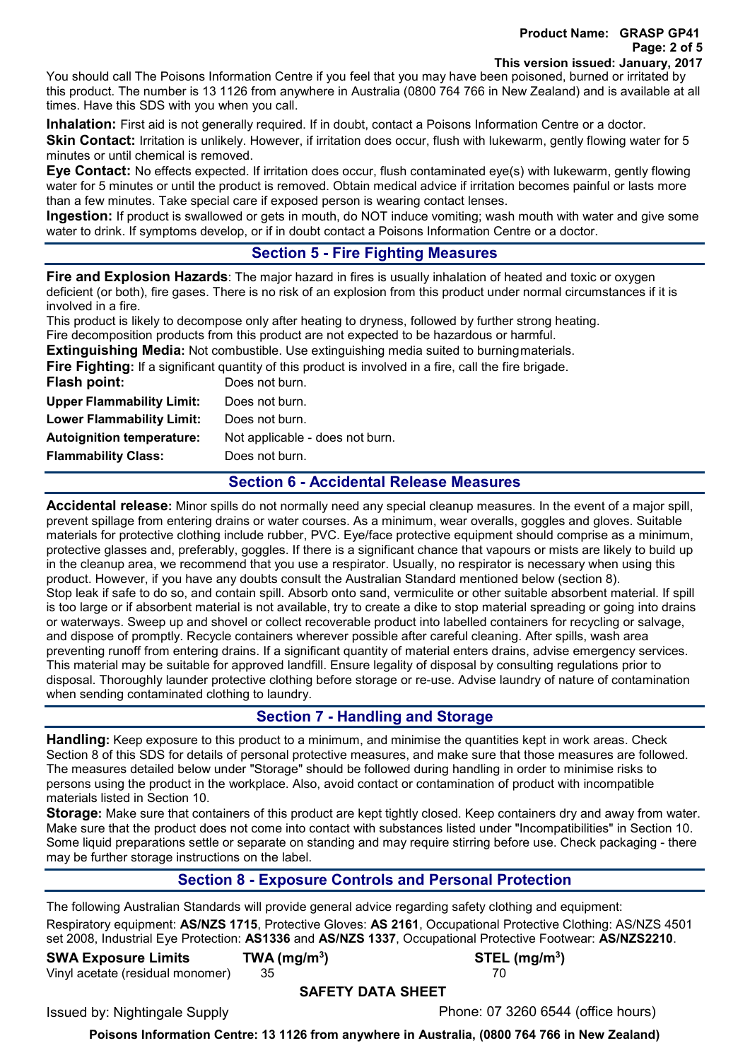You should call The Poisons Information Centre if you feel that you may have been poisoned, burned or irritated by this product. The number is 13 1126 from anywhere in Australia (0800 764 766 in New Zealand) and is available at all times. Have this SDS with you when you call.

**Inhalation:** First aid is not generally required. If in doubt, contact a Poisons Information Centre or a doctor.
**Skin Contact:** Irritation is unlikely. However, if irritation does occur, flush with lukewarm, gently flowing water for 5 minutes or until chemical is removed.
**Eye Contact:** No effects expected. If irritation does occur, flush contaminated eye(s) with lukewarm, gently flowing water for 5 minutes or until the product is removed. Obtain medical advice if irritation becomes painful or lasts more than a few minutes. Take special care if exposed person is wearing contact lenses.
**Ingestion:** If product is swallowed or gets in mouth, do NOT induce vomiting; wash mouth with water and give some water to drink. If symptoms develop, or if in doubt contact a Poisons Information Centre or a doctor.

## Section 5 - Fire Fighting Measures

**Fire and Explosion Hazards**: The major hazard in fires is usually inhalation of heated and toxic or oxygen deficient (or both), fire gases. There is no risk of an explosion from this product under normal circumstances if it is involved in a fire.
This product is likely to decompose only after heating to dryness, followed by further strong heating.
Fire decomposition products from this product are not expected to be hazardous or harmful.
**Extinguishing Media:** Not combustible. Use extinguishing media suited to burning materials.
**Fire Fighting:** If a significant quantity of this product is involved in a fire, call the fire brigade.

| | |
|---|---|
| **Flash point:** | Does not burn. |
| **Upper Flammability Limit:** | Does not burn. |
| **Lower Flammability Limit:** | Does not burn. |
| **Autoignition temperature:** | Not applicable - does not burn. |
| **Flammability Class:** | Does not burn. |

## Section 6 - Accidental Release Measures

**Accidental release:** Minor spills do not normally need any special cleanup measures. In the event of a major spill, prevent spillage from entering drains or water courses. As a minimum, wear overalls, goggles and gloves. Suitable materials for protective clothing include rubber, PVC. Eye/face protective equipment should comprise as a minimum, protective glasses and, preferably, goggles. If there is a significant chance that vapours or mists are likely to build up in the cleanup area, we recommend that you use a respirator. Usually, no respirator is necessary when using this product. However, if you have any doubts consult the Australian Standard mentioned below (section 8).
Stop leak if safe to do so, and contain spill. Absorb onto sand, vermiculite or other suitable absorbent material. If spill is too large or if absorbent material is not available, try to create a dike to stop material spreading or going into drains or waterways. Sweep up and shovel or collect recoverable product into labelled containers for recycling or salvage, and dispose of promptly. Recycle containers wherever possible after careful cleaning. After spills, wash area preventing runoff from entering drains. If a significant quantity of material enters drains, advise emergency services. This material may be suitable for approved landfill. Ensure legality of disposal by consulting regulations prior to disposal. Thoroughly launder protective clothing before storage or re-use. Advise laundry of nature of contamination when sending contaminated clothing to laundry.

## Section 7 - Handling and Storage

**Handling:** Keep exposure to this product to a minimum, and minimise the quantities kept in work areas. Check Section 8 of this SDS for details of personal protective measures, and make sure that those measures are followed. The measures detailed below under "Storage" should be followed during handling in order to minimise risks to persons using the product in the workplace. Also, avoid contact or contamination of product with incompatible materials listed in Section 10.
**Storage:** Make sure that containers of this product are kept tightly closed. Keep containers dry and away from water. Make sure that the product does not come into contact with substances listed under "Incompatibilities" in Section 10. Some liquid preparations settle or separate on standing and may require stirring before use. Check packaging - there may be further storage instructions on the label.

## Section 8 - Exposure Controls and Personal Protection

The following Australian Standards will provide general advice regarding safety clothing and equipment:
Respiratory equipment: **AS/NZS 1715**, Protective Gloves: **AS 2161**, Occupational Protective Clothing: AS/NZS 4501 set 2008, Industrial Eye Protection: **AS1336** and **AS/NZS 1337**, Occupational Protective Footwear: **AS/NZS2210**.

| **SWA Exposure Limits** | **TWA (mg/m$^3$)** | **STEL (mg/m$^3$)** |
|---|---|---|
| Vinyl acetate (residual monomer) | 35 | 70 |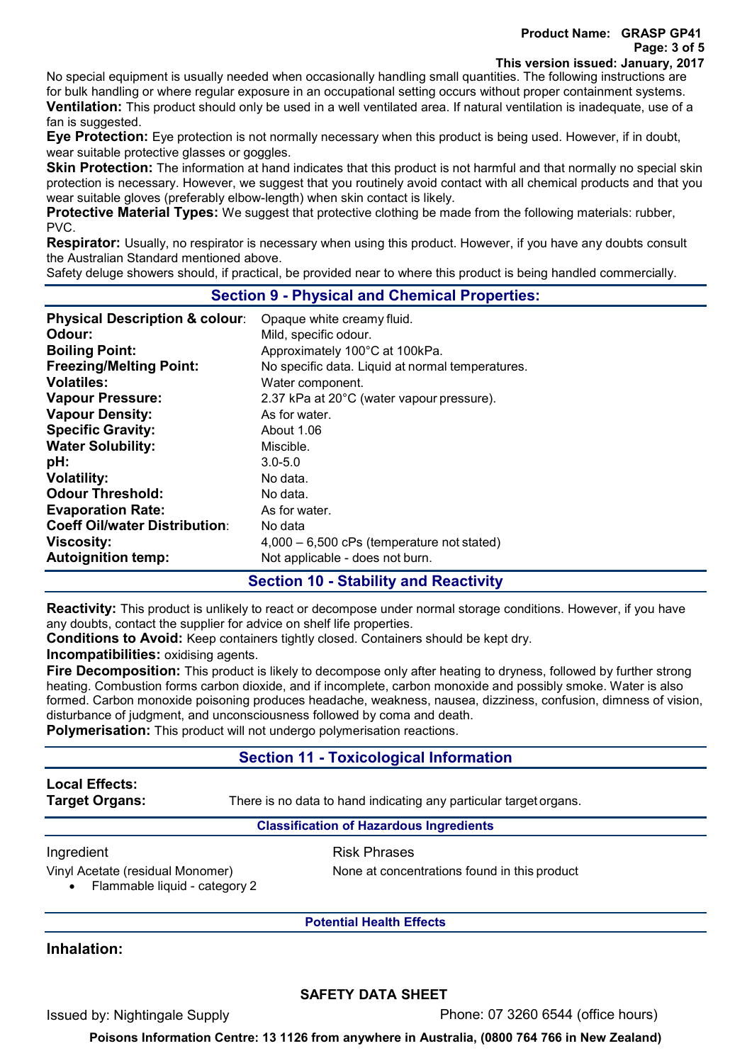No special equipment is usually needed when occasionally handling small quantities. The following instructions are for bulk handling or where regular exposure in an occupational setting occurs without proper containment systems.

**Ventilation:** This product should only be used in a well ventilated area. If natural ventilation is inadequate, use of a fan is suggested.

**Eye Protection:** Eye protection is not normally necessary when this product is being used. However, if in doubt, wear suitable protective glasses or goggles.

**Skin Protection:** The information at hand indicates that this product is not harmful and that normally no special skin protection is necessary. However, we suggest that you routinely avoid contact with all chemical products and that you wear suitable gloves (preferably elbow-length) when skin contact is likely.

**Protective Material Types:** We suggest that protective clothing be made from the following materials: rubber, PVC.

**Respirator:** Usually, no respirator is necessary when using this product. However, if you have any doubts consult the Australian Standard mentioned above.

Safety deluge showers should, if practical, be provided near to where this product is being handled commercially.

## Section 9 - Physical and Chemical Properties:

| | |
|---|---|
| **Physical Description & colour**: | Opaque white creamy fluid. |
| **Odour:** | Mild, specific odour. |
| **Boiling Point:** | Approximately 100°C at 100kPa. |
| **Freezing/Melting Point:** | No specific data. Liquid at normal temperatures. |
| **Volatiles:** | Water component. |
| **Vapour Pressure:** | 2.37 kPa at 20°C (water vapour pressure). |
| **Vapour Density:** | As for water. |
| **Specific Gravity:** | About 1.06 |
| **Water Solubility:** | Miscible. |
| **pH:** | 3.0-5.0 |
| **Volatility:** | No data. |
| **Odour Threshold:** | No data. |
| **Evaporation Rate:** | As for water. |
| **Coeff Oil/water Distribution**: | No data |
| **Viscosity:** | 4,000 – 6,500 cPs (temperature not stated) |
| **Autoignition temp:** | Not applicable - does not burn. |

## Section 10 - Stability and Reactivity

**Reactivity:** This product is unlikely to react or decompose under normal storage conditions. However, if you have any doubts, contact the supplier for advice on shelf life properties.

**Conditions to Avoid:** Keep containers tightly closed. Containers should be kept dry.

**Incompatibilities:** oxidising agents.

**Fire Decomposition:** This product is likely to decompose only after heating to dryness, followed by further strong heating. Combustion forms carbon dioxide, and if incomplete, carbon monoxide and possibly smoke. Water is also formed. Carbon monoxide poisoning produces headache, weakness, nausea, dizziness, confusion, dimness of vision, disturbance of judgment, and unconsciousness followed by coma and death.

**Polymerisation:** This product will not undergo polymerisation reactions.

## Section 11 - Toxicological Information

**Local Effects:**

**Target Organs:** There is no data to hand indicating any particular target organs.

### Classification of Hazardous Ingredients

| Ingredient | Risk Phrases |
|---|---|
| Vinyl Acetate (residual Monomer)<br>• Flammable liquid - category 2 | None at concentrations found in this product |

### Potential Health Effects

**Inhalation:**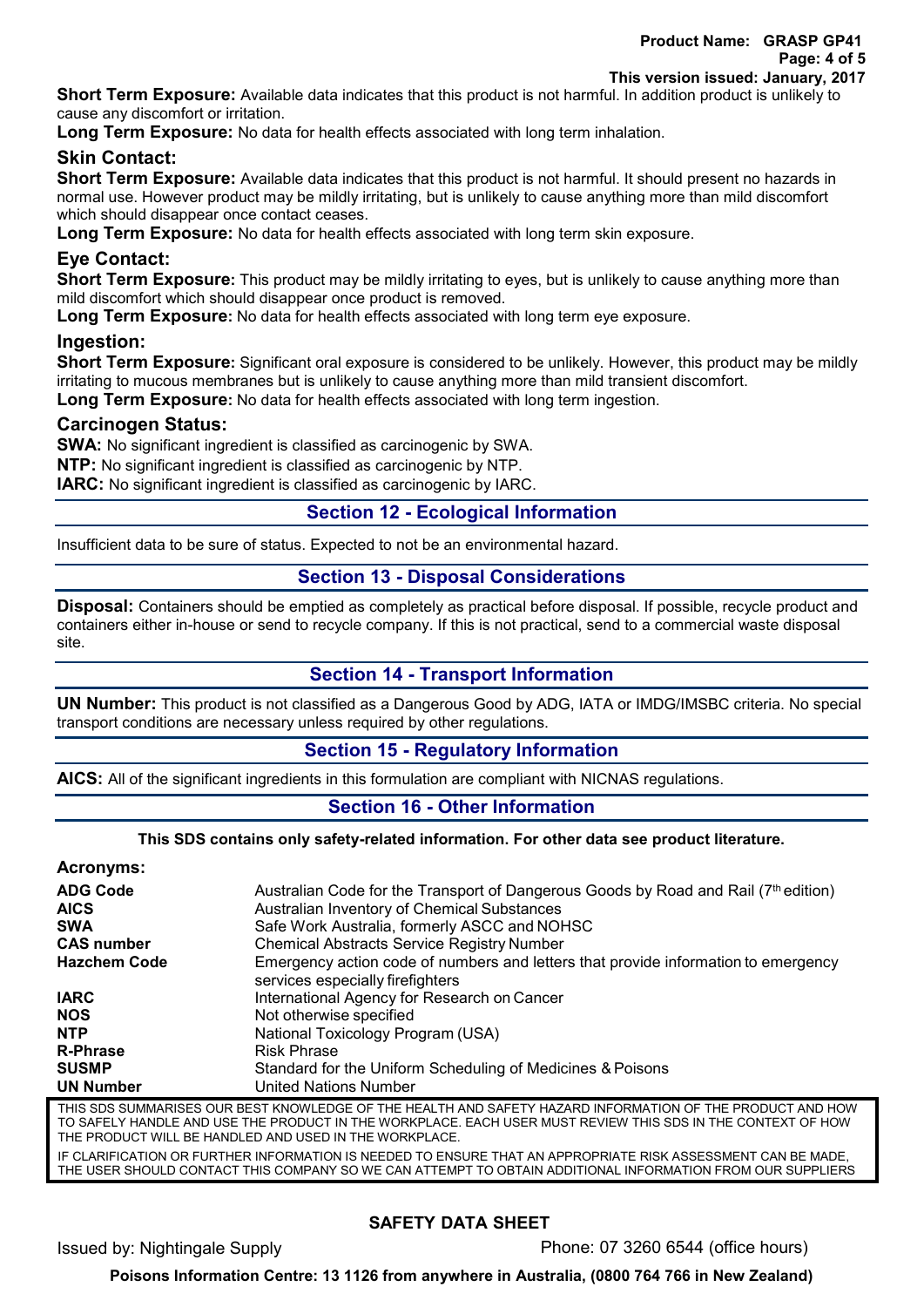**Short Term Exposure:** Available data indicates that this product is not harmful. In addition product is unlikely to cause any discomfort or irritation.

**Long Term Exposure:** No data for health effects associated with long term inhalation.

### Skin Contact:

**Short Term Exposure:** Available data indicates that this product is not harmful. It should present no hazards in normal use. However product may be mildly irritating, but is unlikely to cause anything more than mild discomfort which should disappear once contact ceases.

**Long Term Exposure:** No data for health effects associated with long term skin exposure.

### Eye Contact:

**Short Term Exposure:** This product may be mildly irritating to eyes, but is unlikely to cause anything more than mild discomfort which should disappear once product is removed.

**Long Term Exposure:** No data for health effects associated with long term eye exposure.

### Ingestion:

**Short Term Exposure:** Significant oral exposure is considered to be unlikely. However, this product may be mildly irritating to mucous membranes but is unlikely to cause anything more than mild transient discomfort.

**Long Term Exposure:** No data for health effects associated with long term ingestion.

### Carcinogen Status:

**SWA:** No significant ingredient is classified as carcinogenic by SWA.

**NTP:** No significant ingredient is classified as carcinogenic by NTP.

**IARC:** No significant ingredient is classified as carcinogenic by IARC.

## Section 12 - Ecological Information

Insufficient data to be sure of status. Expected to not be an environmental hazard.

## Section 13 - Disposal Considerations

**Disposal:** Containers should be emptied as completely as practical before disposal. If possible, recycle product and containers either in-house or send to recycle company. If this is not practical, send to a commercial waste disposal site.

## Section 14 - Transport Information

**UN Number:** This product is not classified as a Dangerous Good by ADG, IATA or IMDG/IMSBC criteria. No special transport conditions are necessary unless required by other regulations.

## Section 15 - Regulatory Information

**AICS:** All of the significant ingredients in this formulation are compliant with NICNAS regulations.

## Section 16 - Other Information

**This SDS contains only safety-related information. For other data see product literature.**

### Acronyms:

| | |
|---|---|
| **ADG Code** | Australian Code for the Transport of Dangerous Goods by Road and Rail (7th edition) |
| **AICS** | Australian Inventory of Chemical Substances |
| **SWA** | Safe Work Australia, formerly ASCC and NOHSC |
| **CAS number** | Chemical Abstracts Service Registry Number |
| **Hazchem Code** | Emergency action code of numbers and letters that provide information to emergency services especially firefighters |
| **IARC** | International Agency for Research on Cancer |
| **NOS** | Not otherwise specified |
| **NTP** | National Toxicology Program (USA) |
| **R-Phrase** | Risk Phrase |
| **SUSMP** | Standard for the Uniform Scheduling of Medicines & Poisons |
| **UN Number** | United Nations Number |

THIS SDS SUMMARISES OUR BEST KNOWLEDGE OF THE HEALTH AND SAFETY HAZARD INFORMATION OF THE PRODUCT AND HOW TO SAFELY HANDLE AND USE THE PRODUCT IN THE WORKPLACE. EACH USER MUST REVIEW THIS SDS IN THE CONTEXT OF HOW THE PRODUCT WILL BE HANDLED AND USED IN THE WORKPLACE.

IF CLARIFICATION OR FURTHER INFORMATION IS NEEDED TO ENSURE THAT AN APPROPRIATE RISK ASSESSMENT CAN BE MADE, THE USER SHOULD CONTACT THIS COMPANY SO WE CAN ATTEMPT TO OBTAIN ADDITIONAL INFORMATION FROM OUR SUPPLIERS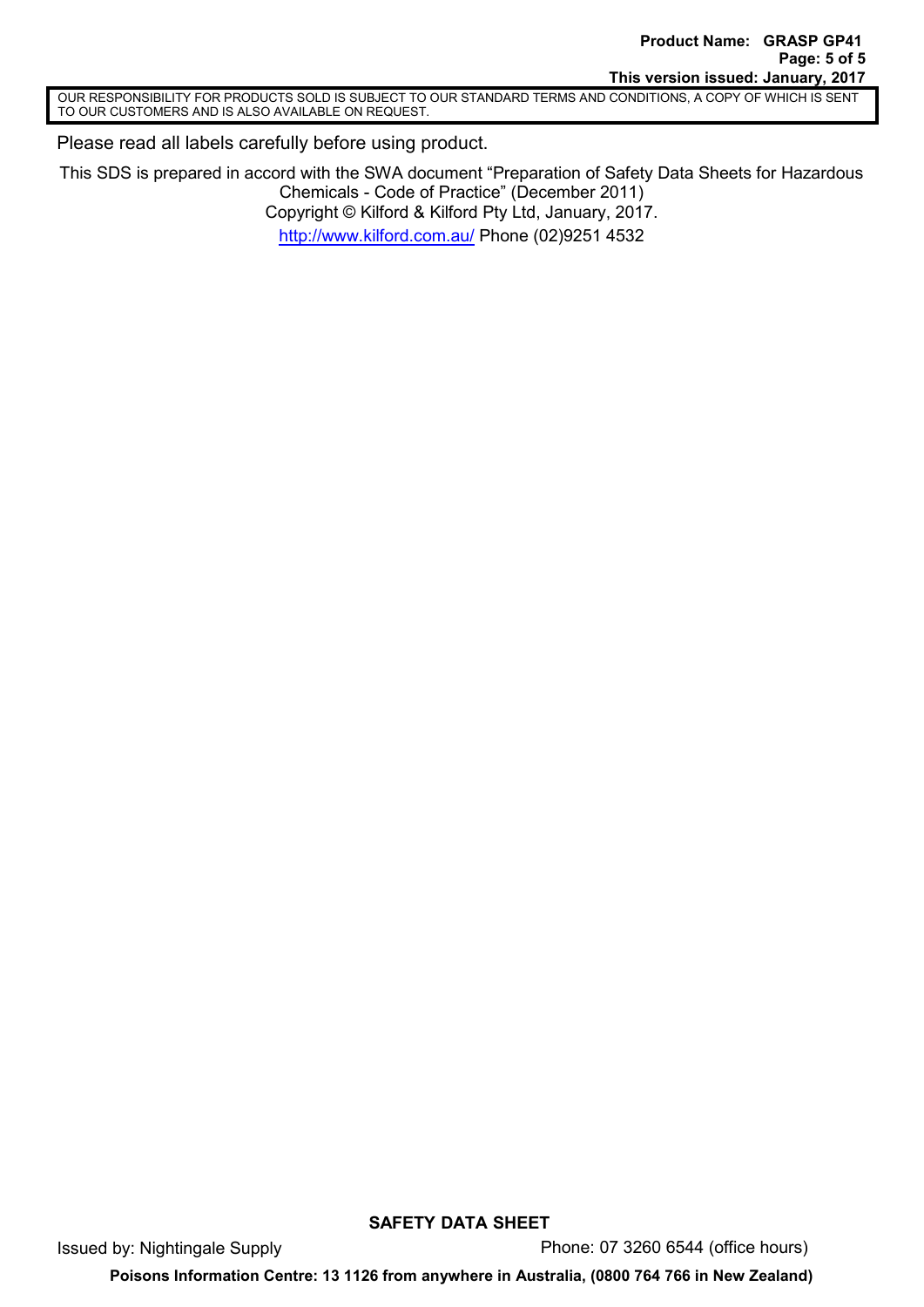Please read all labels carefully before using product.

This SDS is prepared in accord with the SWA document "Preparation of Safety Data Sheets for Hazardous Chemicals - Code of Practice" (December 2011)
Copyright © Kilford & Kilford Pty Ltd, January, 2017.
http://www.kilford.com.au/ Phone (02)9251 4532